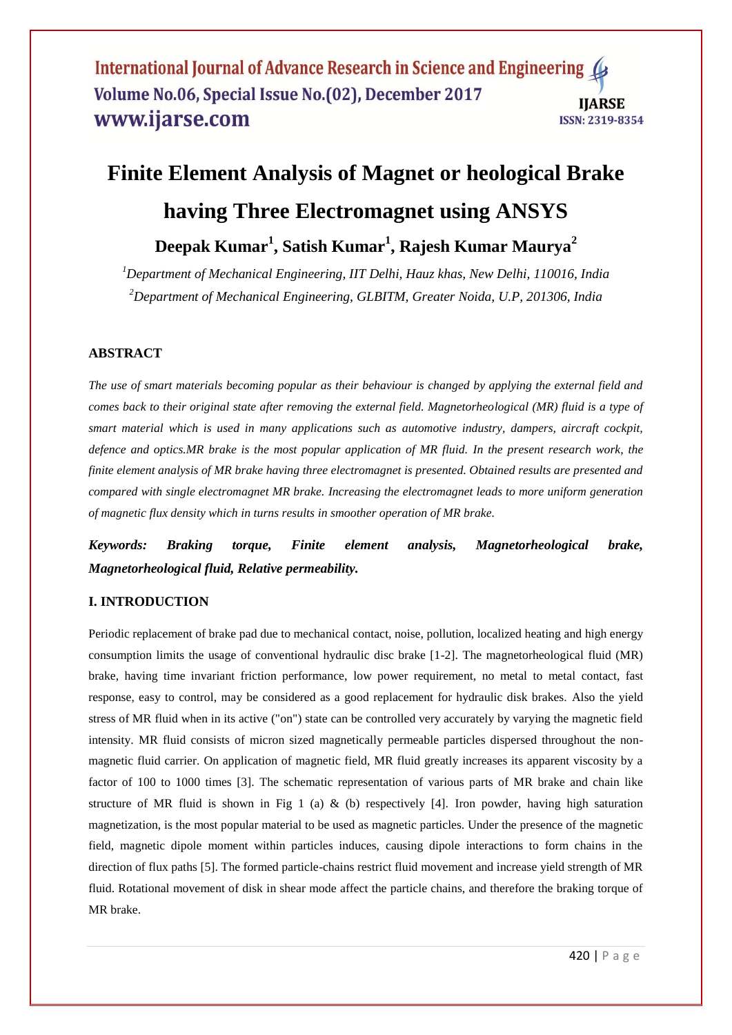# Finite Element Analysis of Magnet or heological Brake having Three Electromagnet using ANSYS

**Deepak Kumar[1], Satish Kumar[1], Rajesh Kumar Maurya[2]**

*[1]Department of Mechanical Engineering, IIT Delhi, Hauz khas, New Delhi, 110016, India*

*[2]Department of Mechanical Engineering, GLBITM, Greater Noida, U.P, 201306, India*

## ABSTRACT

*The use of smart materials becoming popular as their behaviour is changed by applying the external field and comes back to their original state after removing the external field. Magnetorheological (MR) fluid is a type of smart material which is used in many applications such as automotive industry, dampers, aircraft cockpit, defence and optics.MR brake is the most popular application of MR fluid. In the present research work, the finite element analysis of MR brake having three electromagnet is presented. Obtained results are presented and compared with single electromagnet MR brake. Increasing the electromagnet leads to more uniform generation of magnetic flux density which in turns results in smoother operation of MR brake.*

***Keywords: Braking torque, Finite element analysis, Magnetorheological brake, Magnetorheological fluid, Relative permeability.***

## I. INTRODUCTION

Periodic replacement of brake pad due to mechanical contact, noise, pollution, localized heating and high energy consumption limits the usage of conventional hydraulic disc brake [1-2]. The magnetorheological fluid (MR) brake, having time invariant friction performance, low power requirement, no metal to metal contact, fast response, easy to control, may be considered as a good replacement for hydraulic disk brakes. Also the yield stress of MR fluid when in its active ("on") state can be controlled very accurately by varying the magnetic field intensity. MR fluid consists of micron sized magnetically permeable particles dispersed throughout the non-magnetic fluid carrier. On application of magnetic field, MR fluid greatly increases its apparent viscosity by a factor of 100 to 1000 times [3]. The schematic representation of various parts of MR brake and chain like structure of MR fluid is shown in Fig 1 (a) & (b) respectively [4]. Iron powder, having high saturation magnetization, is the most popular material to be used as magnetic particles. Under the presence of the magnetic field, magnetic dipole moment within particles induces, causing dipole interactions to form chains in the direction of flux paths [5]. The formed particle-chains restrict fluid movement and increase yield strength of MR fluid. Rotational movement of disk in shear mode affect the particle chains, and therefore the braking torque of MR brake.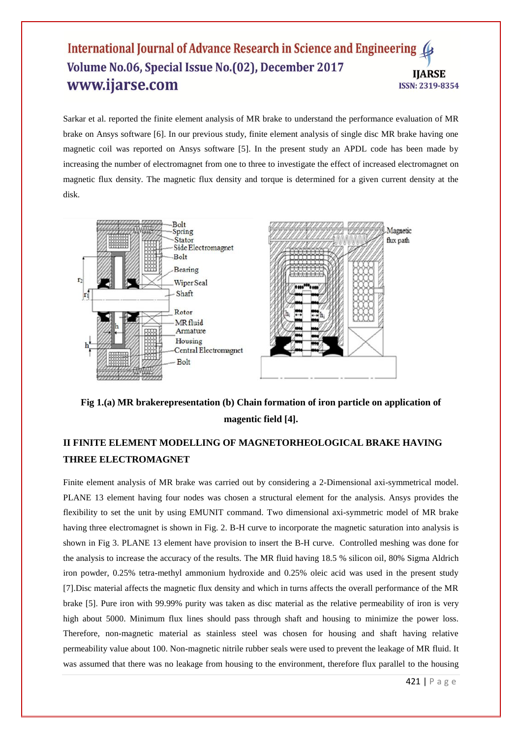Sarkar et al. reported the finite element analysis of MR brake to understand the performance evaluation of MR brake on Ansys software [6]. In our previous study, finite element analysis of single disc MR brake having one magnetic coil was reported on Ansys software [5]. In the present study an APDL code has been made by increasing the number of electromagnet from one to three to investigate the effect of increased electromagnet on magnetic flux density. The magnetic flux density and torque is determined for a given current density at the disk.

**Fig 1.(a) MR brakerepresentation (b) Chain formation of iron particle on application of magentic field [4].**

## II FINITE ELEMENT MODELLING OF MAGNETORHEOLOGICAL BRAKE HAVING THREE ELECTROMAGNET

Finite element analysis of MR brake was carried out by considering a 2-Dimensional axi-symmetrical model. PLANE 13 element having four nodes was chosen a structural element for the analysis. Ansys provides the flexibility to set the unit by using EMUNIT command. Two dimensional axi-symmetric model of MR brake having three electromagnet is shown in Fig. 2. B-H curve to incorporate the magnetic saturation into analysis is shown in Fig 3. PLANE 13 element have provision to insert the B-H curve. Controlled meshing was done for the analysis to increase the accuracy of the results. The MR fluid having 18.5 % silicon oil, 80% Sigma Aldrich iron powder, 0.25% tetra-methyl ammonium hydroxide and 0.25% oleic acid was used in the present study [7].Disc material affects the magnetic flux density and which in turns affects the overall performance of the MR brake [5]. Pure iron with 99.99% purity was taken as disc material as the relative permeability of iron is very high about 5000. Minimum flux lines should pass through shaft and housing to minimize the power loss. Therefore, non-magnetic material as stainless steel was chosen for housing and shaft having relative permeability value about 100. Non-magnetic nitrile rubber seals were used to prevent the leakage of MR fluid. It was assumed that there was no leakage from housing to the environment, therefore flux parallel to the housing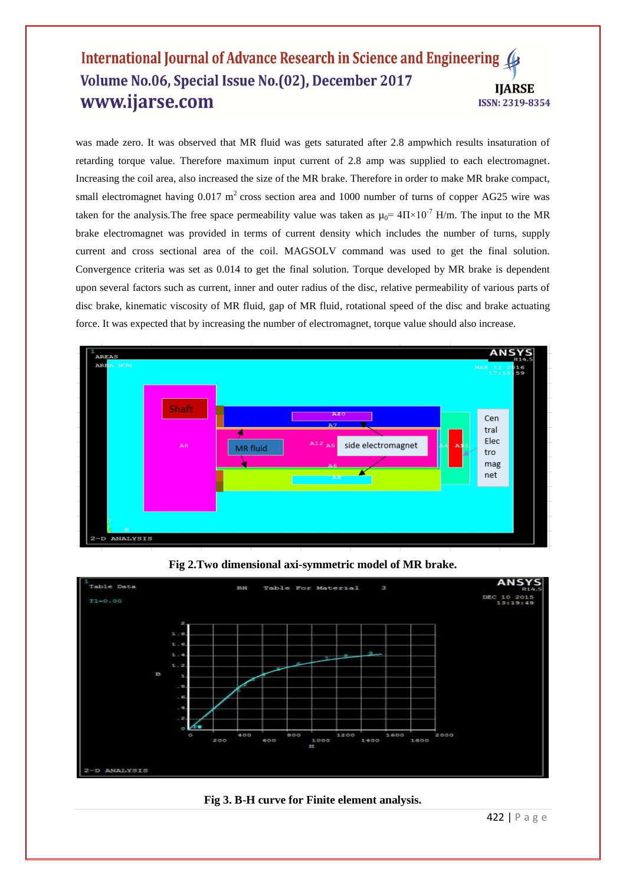was made zero. It was observed that MR fluid was gets saturated after 2.8 ampwhich results insaturation of retarding torque value. Therefore maximum input current of 2.8 amp was supplied to each electromagnet. Increasing the coil area, also increased the size of the MR brake. Therefore in order to make MR brake compact, small electromagnet having 0.017 $m^2$ cross section area and 1000 number of turns of copper AG25 wire was taken for the analysis.The free space permeability value was taken as $\mu_0 = 4\Pi \times 10^{-7}$ H/m. The input to the MR brake electromagnet was provided in terms of current density which includes the number of turns, supply current and cross sectional area of the coil. MAGSOLV command was used to get the final solution. Convergence criteria was set as 0.014 to get the final solution. Torque developed by MR brake is dependent upon several factors such as current, inner and outer radius of the disc, relative permeability of various parts of disc brake, kinematic viscosity of MR fluid, gap of MR fluid, rotational speed of the disc and brake actuating force. It was expected that by increasing the number of electromagnet, torque value should also increase.

**Fig 2.Two dimensional axi-symmetric model of MR brake.**

**Fig 3. B-H curve for Finite element analysis.**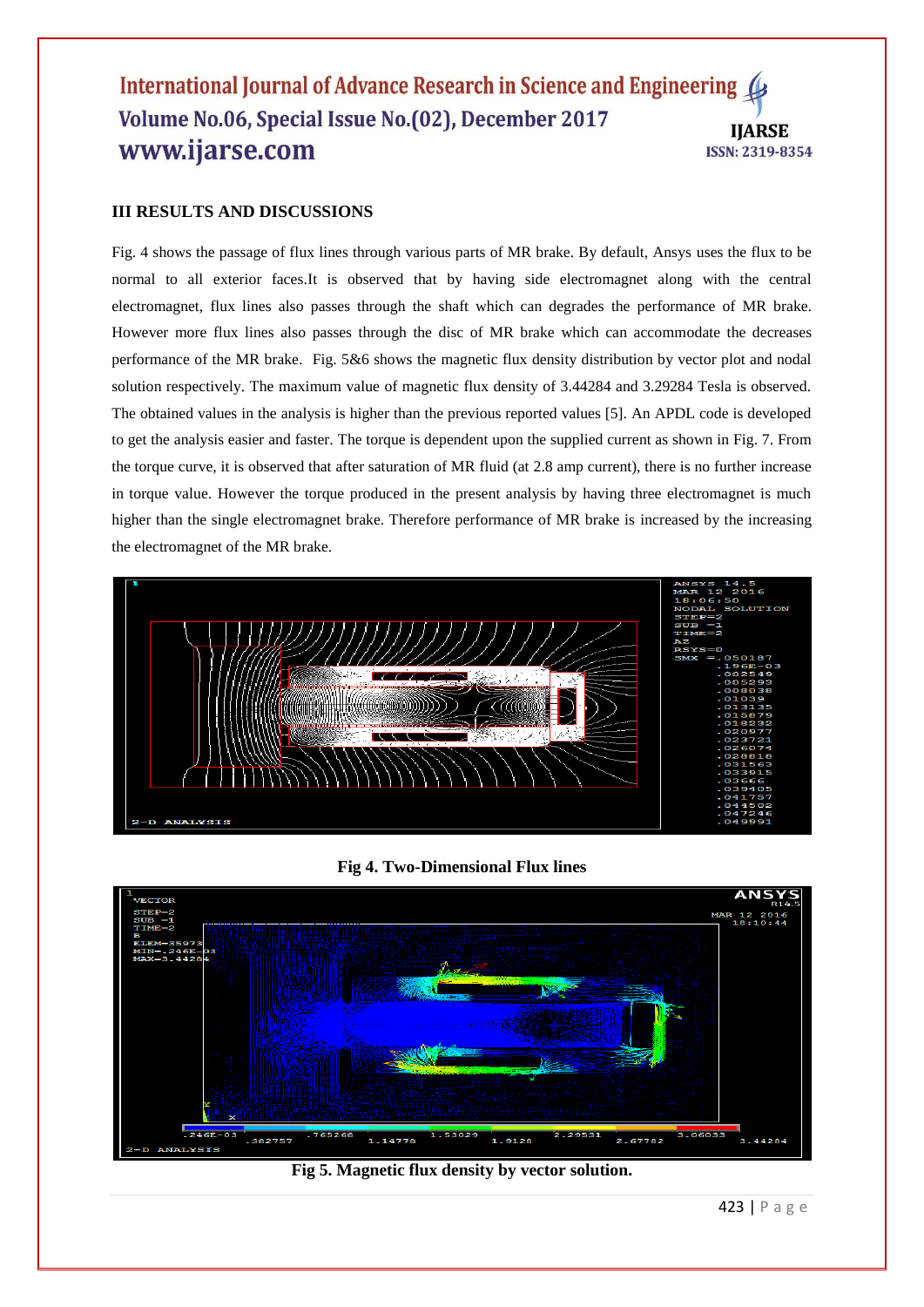## III RESULTS AND DISCUSSIONS

Fig. 4 shows the passage of flux lines through various parts of MR brake. By default, Ansys uses the flux to be normal to all exterior faces.It is observed that by having side electromagnet along with the central electromagnet, flux lines also passes through the shaft which can degrades the performance of MR brake. However more flux lines also passes through the disc of MR brake which can accommodate the decreases performance of the MR brake. Fig. 5&6 shows the magnetic flux density distribution by vector plot and nodal solution respectively. The maximum value of magnetic flux density of 3.44284 and 3.29284 Tesla is observed. The obtained values in the analysis is higher than the previous reported values [5]. An APDL code is developed to get the analysis easier and faster. The torque is dependent upon the supplied current as shown in Fig. 7. From the torque curve, it is observed that after saturation of MR fluid (at 2.8 amp current), there is no further increase in torque value. However the torque produced in the present analysis by having three electromagnet is much higher than the single electromagnet brake. Therefore performance of MR brake is increased by the increasing the electromagnet of the MR brake.

**Fig 4. Two-Dimensional Flux lines**

**Fig 5. Magnetic flux density by vector solution.**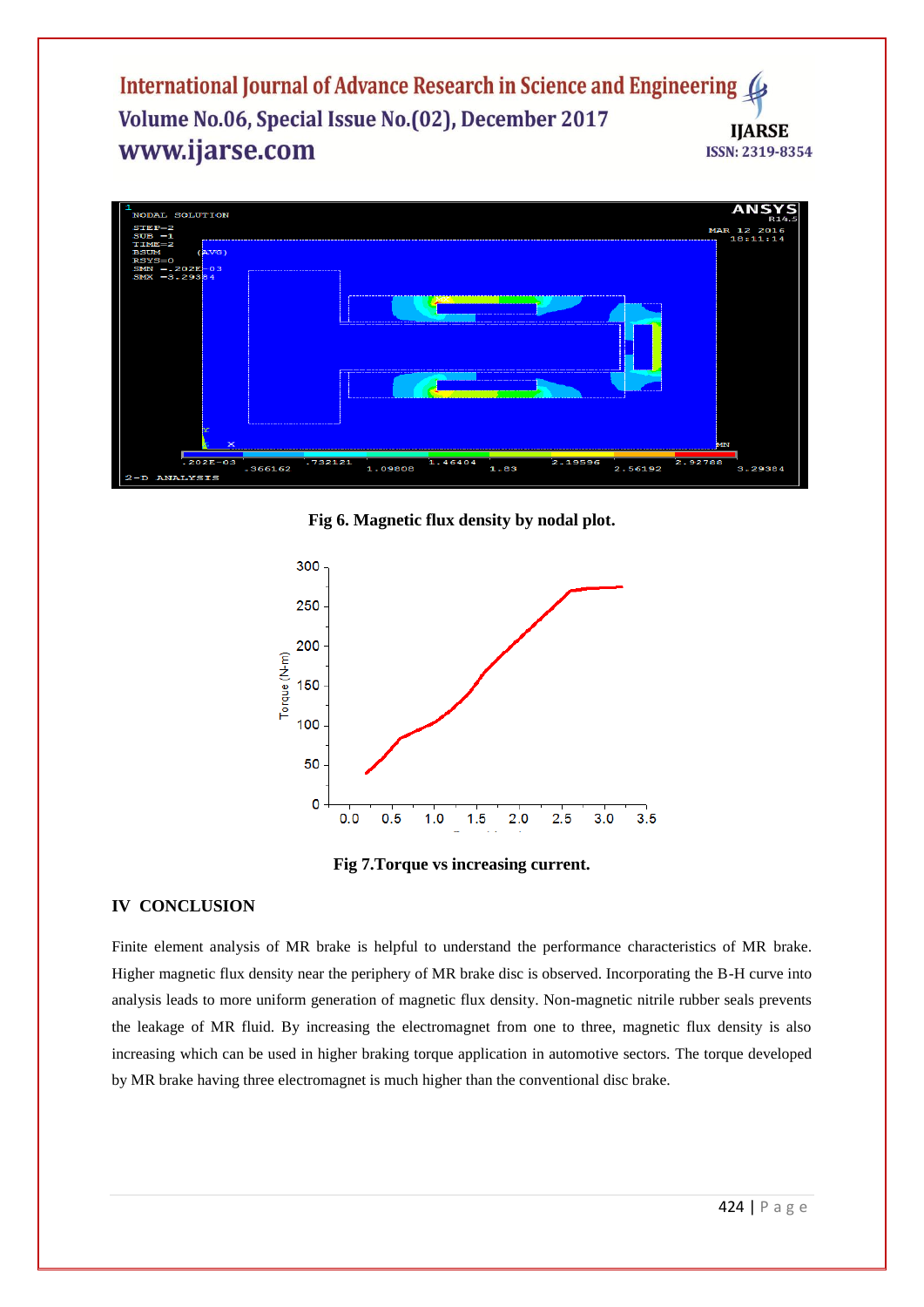Fig 6. Magnetic flux density by nodal plot.

Fig 7.Torque vs increasing current.

## IV CONCLUSION

Finite element analysis of MR brake is helpful to understand the performance characteristics of MR brake. Higher magnetic flux density near the periphery of MR brake disc is observed. Incorporating the B-H curve into analysis leads to more uniform generation of magnetic flux density. Non-magnetic nitrile rubber seals prevents the leakage of MR fluid. By increasing the electromagnet from one to three, magnetic flux density is also increasing which can be used in higher braking torque application in automotive sectors. The torque developed by MR brake having three electromagnet is much higher than the conventional disc brake.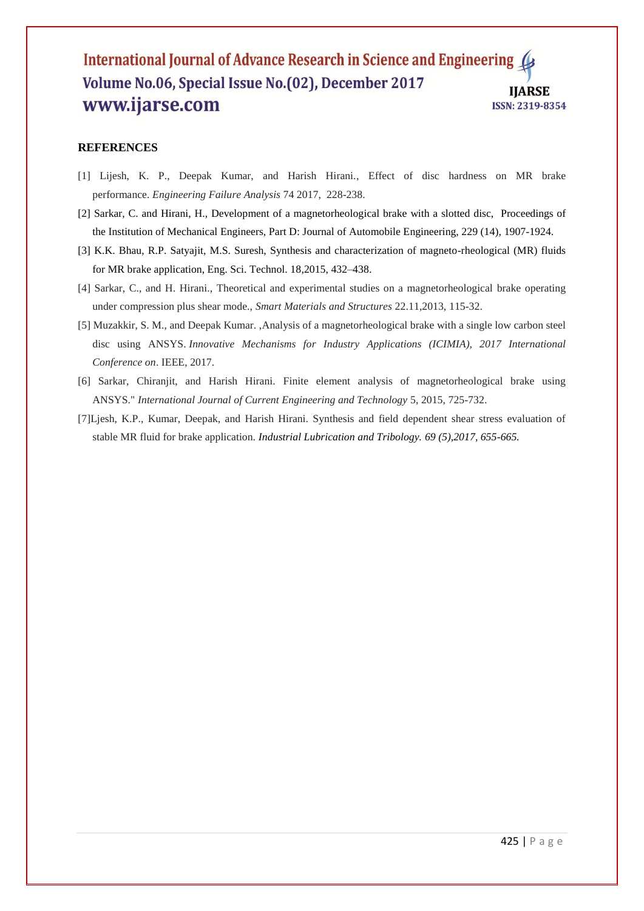## REFERENCES

[1] Lijesh, K. P., Deepak Kumar, and Harish Hirani., Effect of disc hardness on MR brake performance. *Engineering Failure Analysis* 74 2017, 228-238.

[2] Sarkar, C. and Hirani, H., Development of a magnetorheological brake with a slotted disc, Proceedings of the Institution of Mechanical Engineers, Part D: Journal of Automobile Engineering, 229 (14), 1907-1924.

[3] K.K. Bhau, R.P. Satyajit, M.S. Suresh, Synthesis and characterization of magneto-rheological (MR) fluids for MR brake application, Eng. Sci. Technol. 18,2015, 432–438.

[4] Sarkar, C., and H. Hirani., Theoretical and experimental studies on a magnetorheological brake operating under compression plus shear mode., *Smart Materials and Structures* 22.11,2013, 115-32.

[5] Muzakkir, S. M., and Deepak Kumar. ,Analysis of a magnetorheological brake with a single low carbon steel disc using ANSYS. *Innovative Mechanisms for Industry Applications (ICIMIA), 2017 International Conference on*. IEEE, 2017.

[6] Sarkar, Chiranjit, and Harish Hirani. Finite element analysis of magnetorheological brake using ANSYS." *International Journal of Current Engineering and Technology* 5, 2015, 725-732.

[7]Ljesh, K.P., Kumar, Deepak, and Harish Hirani. Synthesis and field dependent shear stress evaluation of stable MR fluid for brake application. *Industrial Lubrication and Tribology. 69 (5),2017, 655-665.*